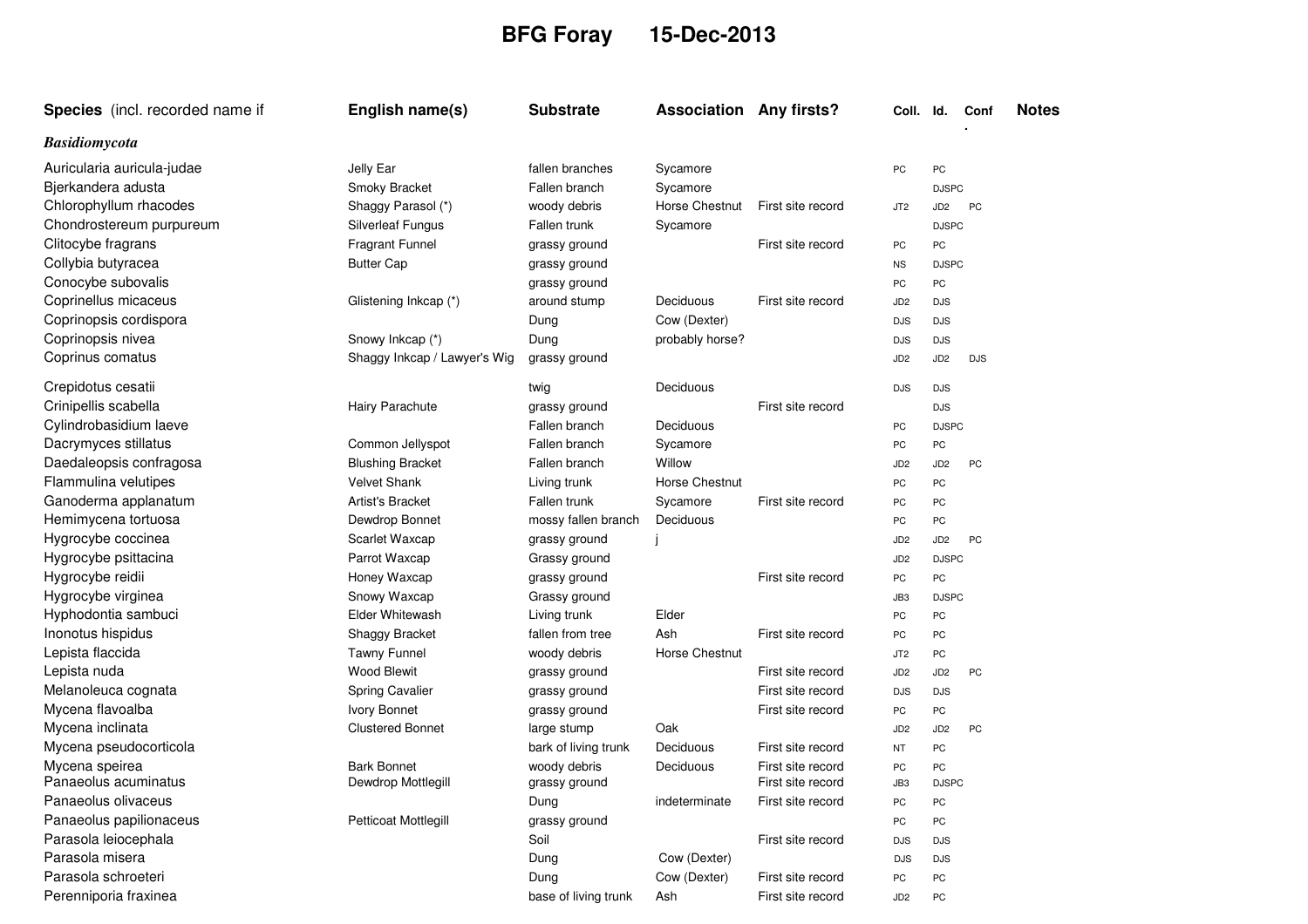# BFG Foray 15-Dec-2013

| Species (incl. recorded name if | English name(s) | Substrate | Association | Any firsts? | Coll. | Id. | Conf. | Notes |
|---|---|---|---|---|---|---|---|---|
| ***Basidiomycota*** | | | | | | | | |
| Auricularia auricula-judae | Jelly Ear | fallen branches | Sycamore | | PC | PC | | |
| Bjerkandera adusta | Smoky Bracket | Fallen branch | Sycamore | | | DJSPC | | |
| Chlorophyllum rhacodes | Shaggy Parasol (*) | woody debris | Horse Chestnut | First site record | JT2 | JD2 | PC | |
| Chondrostereum purpureum | Silverleaf Fungus | Fallen trunk | Sycamore | | | DJSPC | | |
| Clitocybe fragrans | Fragrant Funnel | grassy ground | | First site record | PC | PC | | |
| Collybia butyracea | Butter Cap | grassy ground | | | NS | DJSPC | | |
| Conocybe subovalis | | grassy ground | | | PC | PC | | |
| Coprinellus micaceus | Glistening Inkcap (*) | around stump | Deciduous | First site record | JD2 | DJS | | |
| Coprinopsis cordispora | | Dung | Cow (Dexter) | | DJS | DJS | | |
| Coprinopsis nivea | Snowy Inkcap (*) | Dung | probably horse? | | DJS | DJS | | |
| Coprinus comatus | Shaggy Inkcap / Lawyer's Wig | grassy ground | | | JD2 | JD2 | DJS | |
| Crepidotus cesatii | | twig | Deciduous | | DJS | DJS | | |
| Crinipellis scabella | Hairy Parachute | grassy ground | | First site record | | DJS | | |
| Cylindrobasidium laeve | | Fallen branch | Deciduous | | PC | DJSPC | | |
| Dacrymyces stillatus | Common Jellyspot | Fallen branch | Sycamore | | PC | PC | | |
| Daedaleopsis confragosa | Blushing Bracket | Fallen branch | Willow | | JD2 | JD2 | PC | |
| Flammulina velutipes | Velvet Shank | Living trunk | Horse Chestnut | | PC | PC | | |
| Ganoderma applanatum | Artist's Bracket | Fallen trunk | Sycamore | First site record | PC | PC | | |
| Hemimycena tortuosa | Dewdrop Bonnet | mossy fallen branch | Deciduous | | PC | PC | | |
| Hygrocybe coccinea | Scarlet Waxcap | grassy ground | j | | JD2 | JD2 | PC | |
| Hygrocybe psittacina | Parrot Waxcap | Grassy ground | | | JD2 | DJSPC | | |
| Hygrocybe reidii | Honey Waxcap | grassy ground | | First site record | PC | PC | | |
| Hygrocybe virginea | Snowy Waxcap | Grassy ground | | | JB3 | DJSPC | | |
| Hyphodontia sambuci | Elder Whitewash | Living trunk | Elder | | PC | PC | | |
| Inonotus hispidus | Shaggy Bracket | fallen from tree | Ash | First site record | PC | PC | | |
| Lepista flaccida | Tawny Funnel | woody debris | Horse Chestnut | | JT2 | PC | | |
| Lepista nuda | Wood Blewit | grassy ground | | First site record | JD2 | JD2 | PC | |
| Melanoleuca cognata | Spring Cavalier | grassy ground | | First site record | DJS | DJS | | |
| Mycena flavoalba | Ivory Bonnet | grassy ground | | First site record | PC | PC | | |
| Mycena inclinata | Clustered Bonnet | large stump | Oak | | JD2 | JD2 | PC | |
| Mycena pseudocorticola | | bark of living trunk | Deciduous | First site record | NT | PC | | |
| Mycena speirea | Bark Bonnet | woody debris | Deciduous | First site record | PC | PC | | |
| Panaeolus acuminatus | Dewdrop Mottlegill | grassy ground | | First site record | JB3 | DJSPC | | |
| Panaeolus olivaceus | | Dung | indeterminate | First site record | PC | PC | | |
| Panaeolus papilionaceus | Petticoat Mottlegill | grassy ground | | | PC | PC | | |
| Parasola leiocephala | | Soil | | First site record | DJS | DJS | | |
| Parasola misera | | Dung | Cow (Dexter) | | DJS | DJS | | |
| Parasola schroeteri | | Dung | Cow (Dexter) | First site record | PC | PC | | |
| Perenniporia fraxinea | | base of living trunk | Ash | First site record | JD2 | PC | | |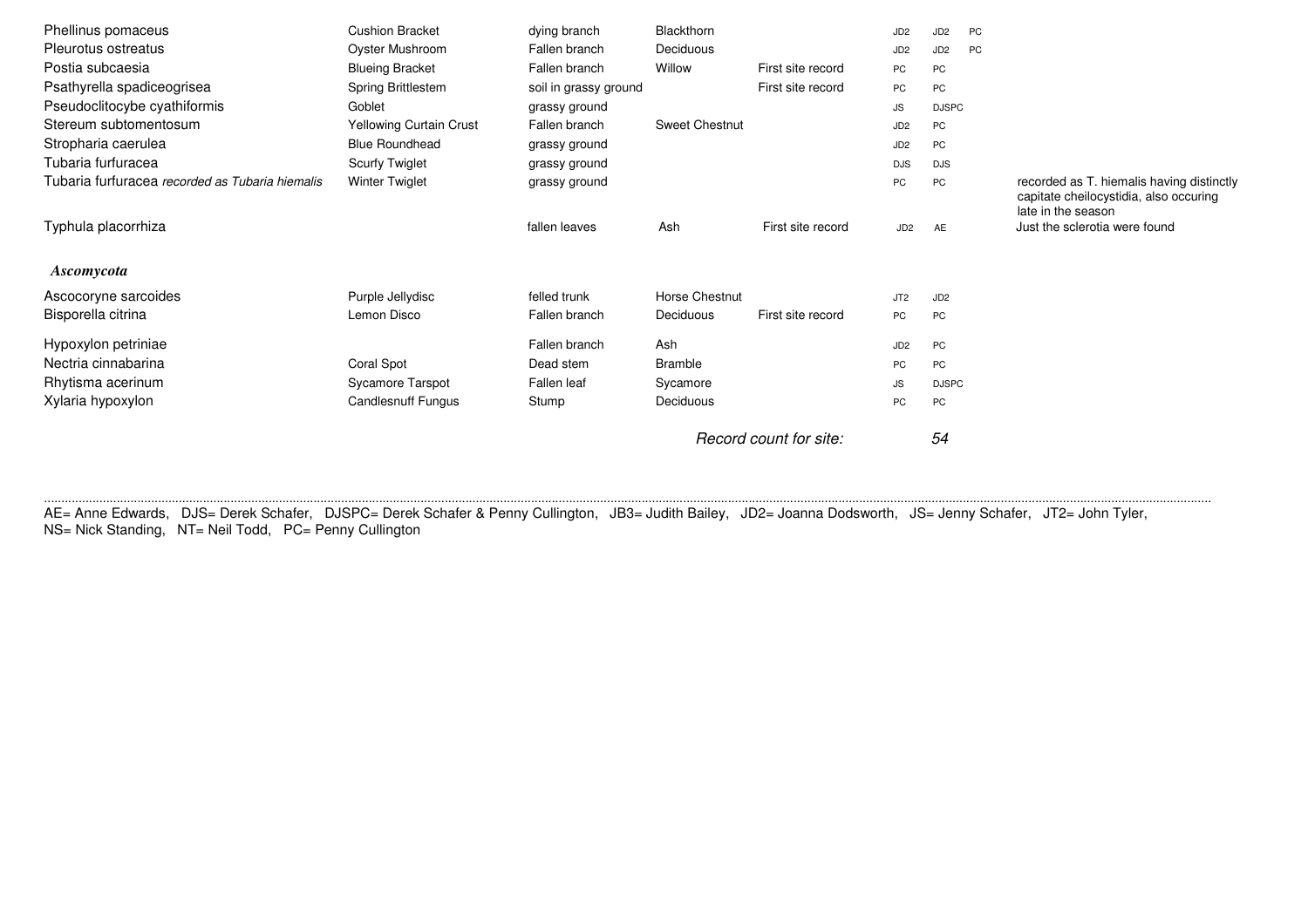| | | | | | | | | |
|---|---|---|---|---|---|---|---|---|
| Phellinus pomaceus | Cushion Bracket | dying branch | Blackthorn | | JD2 | JD2 | PC | |
| Pleurotus ostreatus | Oyster Mushroom | Fallen branch | Deciduous | | JD2 | JD2 | PC | |
| Postia subcaesia | Blueing Bracket | Fallen branch | Willow | First site record | PC | PC | | |
| Psathyrella spadiceogrisea | Spring Brittlestem | soil in grassy ground | | First site record | PC | PC | | |
| Pseudoclitocybe cyathiformis | Goblet | grassy ground | | | JS | DJSPC | | |
| Stereum subtomentosum | Yellowing Curtain Crust | Fallen branch | Sweet Chestnut | | JD2 | PC | | |
| Stropharia caerulea | Blue Roundhead | grassy ground | | | JD2 | PC | | |
| Tubaria furfuracea | Scurfy Twiglet | grassy ground | | | DJS | DJS | | |
| Tubaria furfuracea *recorded as Tubaria hiemalis* | Winter Twiglet | grassy ground | | | PC | PC | | recorded as T. hiemalis having distinctly capitate cheilocystidia, also occuring late in the season |
| Typhula placorrhiza | | fallen leaves | Ash | First site record | JD2 | AE | | Just the sclerotia were found |

### *Ascomycota*

| | | | | | | | |
|---|---|---|---|---|---|---|---|
| Ascocoryne sarcoides | Purple Jellydisc | felled trunk | Horse Chestnut | | JT2 | JD2 | |
| Bisporella citrina | Lemon Disco | Fallen branch | Deciduous | First site record | PC | PC | |
| Hypoxylon petriniae | | Fallen branch | Ash | | JD2 | PC | |
| Nectria cinnabarina | Coral Spot | Dead stem | Bramble | | PC | PC | |
| Rhytisma acerinum | Sycamore Tarspot | Fallen leaf | Sycamore | | JS | DJSPC | |
| Xylaria hypoxylon | Candlesnuff Fungus | Stump | Deciduous | | PC | PC | |

*Record count for site:* *54*

AE= Anne Edwards, DJS= Derek Schafer, DJSPC= Derek Schafer & Penny Cullington, JB3= Judith Bailey, JD2= Joanna Dodsworth, JS= Jenny Schafer, JT2= John Tyler, NS= Nick Standing, NT= Neil Todd, PC= Penny Cullington